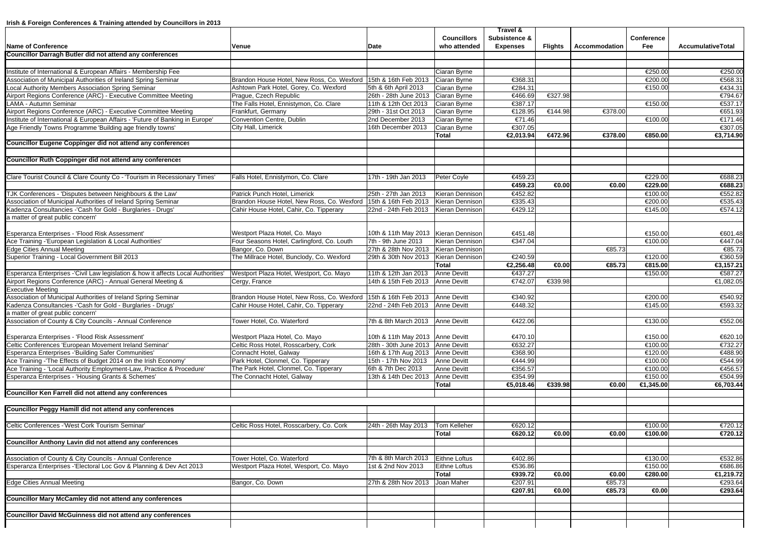**Irish & Foreign Conferences & Training attended by Councillors in 2013**

| Name of Conference | Venue | Date | Councillors who attended | Travel & Subsistence & Expenses | Flights | Accommodation | Conference Fee | AccumulativeTotal |
|---|---|---|---|---|---|---|---|---|
| **Councillor Darragh Butler did not attend any conferences** | | | | | | | | |
| | | | | | | | | |
| Institute of International & European Affairs - Membership Fee | | | Ciaran Byrne | | | | €250.00 | €250.00 |
| Association of Municipal Authorities of Ireland Spring Seminar | Brandon House Hotel, New Ross, Co. Wexford | 15th & 16th Feb 2013 | Ciaran Byrne | €368.31 | | | €200.00 | €568.31 |
| Local Authority Members Association Spring Seminar | Ashtown Park Hotel, Gorey, Co. Wexford | 5th & 6th April 2013 | Ciaran Byrne | €284.31 | | | €150.00 | €434.31 |
| Airport Regions Conference (ARC) - Executive Committee Meeting | Prague, Czech Republic | 26th - 28th June 2013 | Ciaran Byrne | €466.69 | €327.98 | | | €794.67 |
| LAMA - Autumn Seminar | The Falls Hotel, Ennistymon, Co. Clare | 11th & 12th Oct 2013 | Ciaran Byrne | €387.17 | | | €150.00 | €537.17 |
| Airport Regions Conference (ARC) - Executive Committee Meeting | Frankfurt, Germany | 29th - 31st Oct 2013 | Ciaran Byrne | €128.95 | €144.98 | €378.00 | | €651.93 |
| Institute of International & European Affairs - 'Future of Banking in Europe' | Convention Centre, Dublin | 2nd December 2013 | Ciaran Byrne | €71.46 | | | €100.00 | €171.46 |
| Age Friendly Towns Programme 'Building age friendly towns' | City Hall, Limerick | 16th December 2013 | Ciaran Byrne | €307.05 | | | | €307.05 |
| | | | **Total** | **€2,013.94** | **€472.96** | **€378.00** | **€850.00** | **€3,714.90** |
| **Councillor Eugene Coppinger did not attend any conferences** | | | | | | | | |
| | | | | | | | | |
| **Councillor Ruth Coppinger did not attend any conferences** | | | | | | | | |
| | | | | | | | | |
| Clare Tourist Council & Clare County Co - 'Tourism in Recessionary Times' | Falls Hotel, Ennistymon, Co. Clare | 17th - 19th Jan 2013 | Peter Coyle | €459.23 | | | €229.00 | €688.23 |
| | | | | **€459.23** | **€0.00** | **€0.00** | **€229.00** | **€688.23** |
| TJK Conferences - 'Disputes between Neighbours & the Law' | Patrick Punch Hotel, Limerick | 25th - 27th Jan 2013 | Kieran Dennison | €452.82 | | | €100.00 | €552.82 |
| Association of Municipal Authorities of Ireland Spring Seminar | Brandon House Hotel, New Ross, Co. Wexford | 15th & 16th Feb 2013 | Kieran Dennison | €335.43 | | | €200.00 | €535.43 |
| Kadenza Consultancies -'Cash for Gold - Burglaries - Drugs' a matter of great public concern' | Cahir House Hotel, Cahir, Co. Tipperary | 22nd - 24th Feb 2013 | Kieran Dennison | €429.12 | | | €145.00 | €574.12 |
| | | | | | | | | |
| Esperanza Enterprises - 'Flood Risk Assessment' | Westport Plaza Hotel, Co. Mayo | 10th & 11th May 2013 | Kieran Dennison | €451.48 | | | €150.00 | €601.48 |
| Ace Training -'European Legislation & Local Authorities' | Four Seasons Hotel, Carlingford, Co. Louth | 7th - 9th June 2013 | Kieran Dennison | €347.04 | | | €100.00 | €447.04 |
| Edge Cities Annual Meeting | Bangor, Co. Down | 27th & 28th Nov 2013 | Kieran Dennison | | | €85.73 | | €85.73 |
| Superior Training - Local Government Bill 2013 | The Millrace Hotel, Bunclody, Co. Wexford | 29th & 30th Nov 2013 | Kieran Dennison | €240.59 | | | €120.00 | €360.59 |
| | | | **Total** | **€2,256.48** | **€0.00** | **€85.73** | **€815.00** | **€3,157.21** |
| Esperanza Enterprises -'Civil Law legislation & how it affects Local Authorities' | Westport Plaza Hotel, Westport, Co. Mayo | 11th & 12th Jan 2013 | Anne Devitt | €437.27 | | | €150.00 | €587.27 |
| Airport Regions Conference (ARC) - Annual General Meeting & Executive Meeting | Cergy, France | 14th & 15th Feb 2013 | Anne Devitt | €742.07 | €339.98 | | | €1,082.05 |
| Association of Municipal Authorities of Ireland Spring Seminar | Brandon House Hotel, New Ross, Co. Wexford | 15th & 16th Feb 2013 | Anne Devitt | €340.92 | | | €200.00 | €540.92 |
| Kadenza Consultancies -'Cash for Gold - Burglaries - Drugs' a matter of great public concern' | Cahir House Hotel, Cahir, Co. Tipperary | 22nd - 24th Feb 2013 | Anne Devitt | €448.32 | | | €145.00 | €593.32 |
| Association of County & City Councils - Annual Conference | Tower Hotel, Co. Waterford | 7th & 8th March 2013 | Anne Devitt | €422.06 | | | €130.00 | €552.06 |
| | | | | | | | | |
| Esperanza Enterprises - 'Flood Risk Assessment' | Westport Plaza Hotel, Co. Mayo | 10th & 11th May 2013 | Anne Devitt | €470.10 | | | €150.00 | €620.10 |
| Celtic Conferences 'European Movement Ireland Seminar' | Celtic Ross Hotel, Rosscarbery, Cork | 28th - 30th June 2013 | Anne Devitt | €632.27 | | | €100.00 | €732.27 |
| Esperanza Enterprises -'Building Safer Communities' | Connacht Hotel, Galway | 16th & 17th Aug 2013 | Anne Devitt | €368.90 | | | €120.00 | €488.90 |
| Ace Training -'The Effects of Budget 2014 on the Irish Economy' | Park Hotel, Clonmel, Co. Tipperary | 15th - 17th Nov 2013 | Anne Devitt | €444.99 | | | €100.00 | €544.99 |
| Ace Training - 'Local Authority Employment-Law, Practice & Procedure' | The Park Hotel, Clonmel, Co. Tipperary | 6th & 7th Dec 2013 | Anne Devitt | €356.57 | | | €100.00 | €456.57 |
| Esperanza Enterprises - 'Housing Grants & Schemes' | The Connacht Hotel, Galway | 13th & 14th Dec 2013 | Anne Devitt | €354.99 | | | €150.00 | €504.99 |
| | | | **Total** | **€5,018.46** | **€339.98** | **€0.00** | **€1,345.00** | **€6,703.44** |
| **Councillor Ken Farrell did not attend any conferences** | | | | | | | | |
| | | | | | | | | |
| **Councillor Peggy Hamill did not attend any conferences** | | | | | | | | |
| | | | | | | | | |
| Celtic Conferences -'West Cork Tourism Seminar' | Celtic Ross Hotel, Rosscarbery, Co. Cork | 24th - 26th May 2013 | Tom Kelleher | €620.12 | | | €100.00 | €720.12 |
| | | | **Total** | **€620.12** | **€0.00** | **€0.00** | **€100.00** | **€720.12** |
| **Councillor Anthony Lavin did not attend any conferences** | | | | | | | | |
| | | | | | | | | |
| Association of County & City Councils - Annual Conference | Tower Hotel, Co. Waterford | 7th & 8th March 2013 | Eithne Loftus | €402.86 | | | €130.00 | €532.86 |
| Esperanza Enterprises -'Electoral Loc Gov & Planning & Dev Act 2013 | Westport Plaza Hotel, Wesport, Co. Mayo | 1st & 2nd Nov 2013 | Eithne Loftus | €536.86 | | | €150.00 | €686.86 |
| | | | **Total** | **€939.72** | **€0.00** | **€0.00** | **€280.00** | **€1,219.72** |
| Edge Cities Annual Meeting | Bangor, Co. Down | 27th & 28th Nov 2013 | Joan Maher | €207.91 | | €85.73 | | €293.64 |
| | | | | **€207.91** | **€0.00** | **€85.73** | **€0.00** | **€293.64** |
| **Councillor Mary McCamley did not attend any conferences** | | | | | | | | |
| | | | | | | | | |
| **Councillor David McGuinness did not attend any conferences** | | | | | | | | |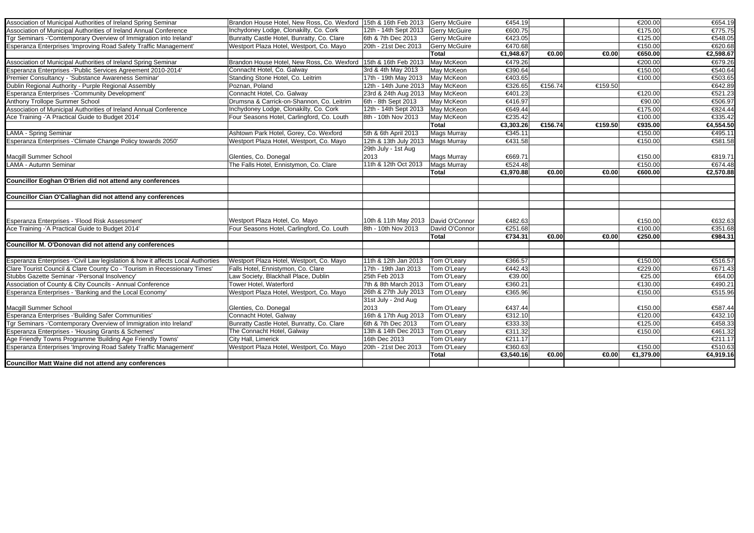| | | | | | | | | |
|---|---|---|---|---|---|---|---|---|
| Association of Municipal Authorities of Ireland Spring Seminar | Brandon House Hotel, New Ross, Co. Wexford | 15th & 16th Feb 2013 | Gerry McGuire | €454.19 | | | €200.00 | €654.19 |
| Association of Municipal Authorities of Ireland Annual Conference | Inchydoney Lodge, Clonakilty, Co. Cork | 12th - 14th Sept 2013 | Gerry McGuire | €600.75 | | | €175.00 | €775.75 |
| Tgr Seminars -'Comtemporary Overview of Immigration into Ireland' | Bunratty Castle Hotel, Bunratty, Co. Clare | 6th & 7th Dec 2013 | Gerry McGuire | €423.05 | | | €125.00 | €548.05 |
| Esperanza Enterprises 'Improving Road Safety Traffic Management' | Westport Plaza Hotel, Westport, Co. Mayo | 20th - 21st Dec 2013 | Gerry McGuire | €470.68 | | | €150.00 | €620.68 |
| | | | **Total** | **€1,948.67** | **€0.00** | **€0.00** | **€650.00** | **€2,598.67** |
| Association of Municipal Authorities of Ireland Spring Seminar | Brandon House Hotel, New Ross, Co. Wexford | 15th & 16th Feb 2013 | May McKeon | €479.26 | | | €200.00 | €679.26 |
| Esperanza Enterprises -'Public Services Agreement 2010-2014' | Connacht Hotel, Co. Galway | 3rd & 4th May 2013 | May McKeon | €390.64 | | | €150.00 | €540.64 |
| Premier Consultancy - 'Substance Awareness Seminar' | Standing Stone Hotel, Co. Leitrim | 17th - 19th May 2013 | May McKeon | €403.65 | | | €100.00 | €503.65 |
| Dublin Regional Authority - Purple Regional Assembly | Poznan, Poland | 12th - 14th June 2013 | May McKeon | €326.65 | €156.74 | €159.50 | | €642.89 |
| Esperanza Enterprises -'Community Development' | Connacht Hotel, Co. Galway | 23rd & 24th Aug 2013 | May McKeon | €401.23 | | | €120.00 | €521.23 |
| Anthony Trollope Summer School | Drumsna & Carrick-on-Shannon, Co. Leitrim | 6th - 8th Sept 2013 | May McKeon | €416.97 | | | €90.00 | €506.97 |
| Association of Municipal Authorities of Ireland Annual Conference | Inchydoney Lodge, Clonakilty, Co. Cork | 12th - 14th Sept 2013 | May McKeon | €649.44 | | | €175.00 | €824.44 |
| Ace Training -'A Practical Guide to Budget 2014' | Four Seasons Hotel, Carlingford, Co. Louth | 8th - 10th Nov 2013 | May McKeon | €235.42 | | | €100.00 | €335.42 |
| | | | **Total** | **€3,303.26** | **€156.74** | **€159.50** | **€935.00** | **€4,554.50** |
| LAMA - Spring Seminar | Ashtown Park Hotel, Gorey, Co. Wexford | 5th & 6th April 2013 | Mags Murray | €345.11 | | | €150.00 | €495.11 |
| Esperanza Enterprises -'Climate Change Policy towards 2050' | Westport Plaza Hotel, Westport, Co. Mayo | 12th & 13th July 2013 | Mags Murray | €431.58 | | | €150.00 | €581.58 |
| Macgill Summer School | Glenties, Co. Donegal | 29th July - 1st Aug 2013 | Mags Murray | €669.71 | | | €150.00 | €819.71 |
| LAMA - Autumn Seminar | The Falls Hotel, Ennistymon, Co. Clare | 11th & 12th Oct 2013 | Mags Murray | €524.48 | | | €150.00 | €674.48 |
| | | | **Total** | **€1,970.88** | **€0.00** | **€0.00** | **€600.00** | **€2,570.88** |
| **Councillor Eoghan O'Brien did not attend any conferences** | | | | | | | | |
| | | | | | | | | |
| **Councillor Cian O'Callaghan did not attend any conferences** | | | | | | | | |
| | | | | | | | | |
| Esperanza Enterprises - 'Flood Risk Assessment' | Westport Plaza Hotel, Co. Mayo | 10th & 11th May 2013 | David O'Connor | €482.63 | | | €150.00 | €632.63 |
| Ace Training -'A Practical Guide to Budget 2014' | Four Seasons Hotel, Carlingford, Co. Louth | 8th - 10th Nov 2013 | David O'Connor | €251.68 | | | €100.00 | €351.68 |
| | | | **Total** | **€734.31** | **€0.00** | **€0.00** | **€250.00** | **€984.31** |
| **Councillor M. O'Donovan did not attend any conferences** | | | | | | | | |
| | | | | | | | | |
| Esperanza Enterprises -'Civil Law legislation & how it affects Local Authorities | Westport Plaza Hotel, Westport, Co. Mayo | 11th & 12th Jan 2013 | Tom O'Leary | €366.57 | | | €150.00 | €516.57 |
| Clare Tourist Council & Clare County Co - 'Tourism in Recessionary Times' | Falls Hotel, Ennistymon, Co. Clare | 17th - 19th Jan 2013 | Tom O'Leary | €442.43 | | | €229.00 | €671.43 |
| Stubbs Gazette Seminar -'Personal Insolvency' | Law Society, Blackhall Place, Dublin | 25th Feb 2013 | Tom O'Leary | €39.00 | | | €25.00 | €64.00 |
| Association of County & City Councils - Annual Conference | Tower Hotel, Waterford | 7th & 8th March 2013 | Tom O'Leary | €360.21 | | | €130.00 | €490.21 |
| Esperanza Enterprises - 'Banking and the Local Economy' | Westport Plaza Hotel, Westport, Co. Mayo | 26th & 27th July 2013 | Tom O'Leary | €365.96 | | | €150.00 | €515.96 |
| Macgill Summer School | Glenties, Co. Donegal | 31st July - 2nd Aug 2013 | Tom O'Leary | €437.44 | | | €150.00 | €587.44 |
| Esperanza Enterprises -'Building Safer Communities' | Connacht Hotel, Galway | 16th & 17th Aug 2013 | Tom O'Leary | €312.10 | | | €120.00 | €432.10 |
| Tgr Seminars -'Comtemporary Overview of Immigration into Ireland' | Bunratty Castle Hotel, Bunratty, Co. Clare | 6th & 7th Dec 2013 | Tom O'Leary | €333.33 | | | €125.00 | €458.33 |
| Esperanza Enterprises - 'Housing Grants & Schemes' | The Connacht Hotel, Galway | 13th & 14th Dec 2013 | Tom O'Leary | €311.32 | | | €150.00 | €461.32 |
| Age Friendly Towns Programme 'Building Age Friendly Towns' | City Hall, Limerick | 16th Dec 2013 | Tom O'Leary | €211.17 | | | | €211.17 |
| Esperanza Enterprises 'Improving Road Safety Traffic Management' | Westport Plaza Hotel, Westport, Co. Mayo | 20th - 21st Dec 2013 | Tom O'Leary | €360.63 | | | €150.00 | €510.63 |
| | | | **Total** | **€3,540.16** | **€0.00** | **€0.00** | **€1,379.00** | **€4,919.16** |
| **Councillor Matt Waine did not attend any conferences** | | | | | | | | |